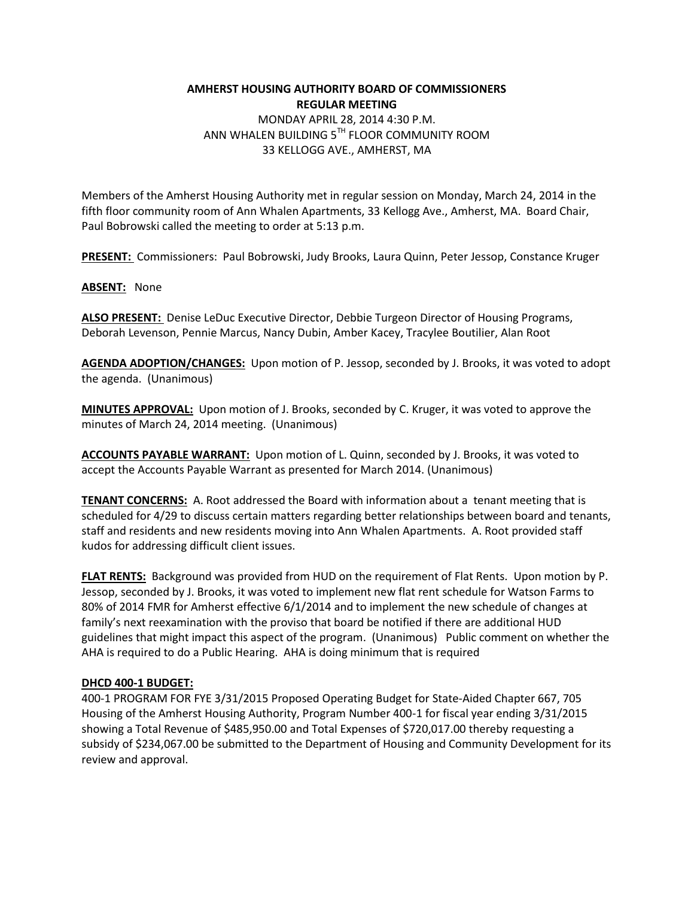**AMHERST HOUSING AUTHORITY BOARD OF COMMISSIONERS**
**REGULAR MEETING**
MONDAY APRIL 28, 2014 4:30 P.M.
ANN WHALEN BUILDING 5TH FLOOR COMMUNITY ROOM
33 KELLOGG AVE., AMHERST, MA

Members of the Amherst Housing Authority met in regular session on Monday, March 24, 2014 in the fifth floor community room of Ann Whalen Apartments, 33 Kellogg Ave., Amherst, MA. Board Chair, Paul Bobrowski called the meeting to order at 5:13 p.m.

**PRESENT:** Commissioners: Paul Bobrowski, Judy Brooks, Laura Quinn, Peter Jessop, Constance Kruger

**ABSENT:** None

**ALSO PRESENT:** Denise LeDuc Executive Director, Debbie Turgeon Director of Housing Programs, Deborah Levenson, Pennie Marcus, Nancy Dubin, Amber Kacey, Tracylee Boutilier, Alan Root

**AGENDA ADOPTION/CHANGES:** Upon motion of P. Jessop, seconded by J. Brooks, it was voted to adopt the agenda. (Unanimous)

**MINUTES APPROVAL:** Upon motion of J. Brooks, seconded by C. Kruger, it was voted to approve the minutes of March 24, 2014 meeting. (Unanimous)

**ACCOUNTS PAYABLE WARRANT:** Upon motion of L. Quinn, seconded by J. Brooks, it was voted to accept the Accounts Payable Warrant as presented for March 2014. (Unanimous)

**TENANT CONCERNS:** A. Root addressed the Board with information about a tenant meeting that is scheduled for 4/29 to discuss certain matters regarding better relationships between board and tenants, staff and residents and new residents moving into Ann Whalen Apartments. A. Root provided staff kudos for addressing difficult client issues.

**FLAT RENTS:** Background was provided from HUD on the requirement of Flat Rents. Upon motion by P. Jessop, seconded by J. Brooks, it was voted to implement new flat rent schedule for Watson Farms to 80% of 2014 FMR for Amherst effective 6/1/2014 and to implement the new schedule of changes at family's next reexamination with the proviso that board be notified if there are additional HUD guidelines that might impact this aspect of the program. (Unanimous) Public comment on whether the AHA is required to do a Public Hearing. AHA is doing minimum that is required

**DHCD 400-1 BUDGET:**
400-1 PROGRAM FOR FYE 3/31/2015 Proposed Operating Budget for State-Aided Chapter 667, 705 Housing of the Amherst Housing Authority, Program Number 400-1 for fiscal year ending 3/31/2015 showing a Total Revenue of $485,950.00 and Total Expenses of $720,017.00 thereby requesting a subsidy of $234,067.00 be submitted to the Department of Housing and Community Development for its review and approval.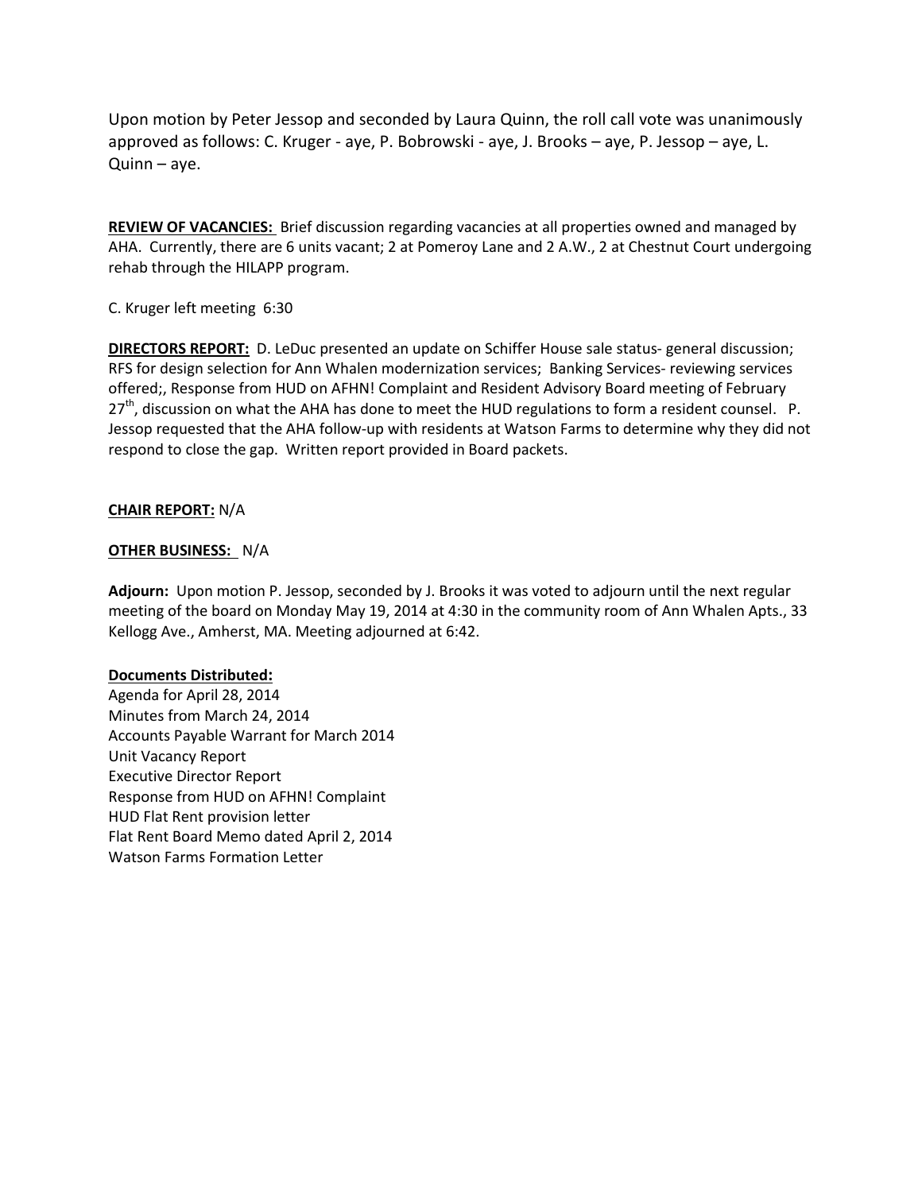Upon motion by Peter Jessop and seconded by Laura Quinn, the roll call vote was unanimously approved as follows: C. Kruger - aye, P. Bobrowski - aye, J. Brooks – aye, P. Jessop – aye, L. Quinn – aye.

**REVIEW OF VACANCIES:** Brief discussion regarding vacancies at all properties owned and managed by AHA. Currently, there are 6 units vacant; 2 at Pomeroy Lane and 2 A.W., 2 at Chestnut Court undergoing rehab through the HILAPP program.

C. Kruger left meeting 6:30

**DIRECTORS REPORT:** D. LeDuc presented an update on Schiffer House sale status- general discussion; RFS for design selection for Ann Whalen modernization services; Banking Services- reviewing services offered;, Response from HUD on AFHN! Complaint and Resident Advisory Board meeting of February 27th, discussion on what the AHA has done to meet the HUD regulations to form a resident counsel. P. Jessop requested that the AHA follow-up with residents at Watson Farms to determine why they did not respond to close the gap. Written report provided in Board packets.

**CHAIR REPORT:** N/A

**OTHER BUSINESS:** N/A

**Adjourn:** Upon motion P. Jessop, seconded by J. Brooks it was voted to adjourn until the next regular meeting of the board on Monday May 19, 2014 at 4:30 in the community room of Ann Whalen Apts., 33 Kellogg Ave., Amherst, MA. Meeting adjourned at 6:42.

**Documents Distributed:**

Agenda for April 28, 2014
Minutes from March 24, 2014
Accounts Payable Warrant for March 2014
Unit Vacancy Report
Executive Director Report
Response from HUD on AFHN! Complaint
HUD Flat Rent provision letter
Flat Rent Board Memo dated April 2, 2014
Watson Farms Formation Letter